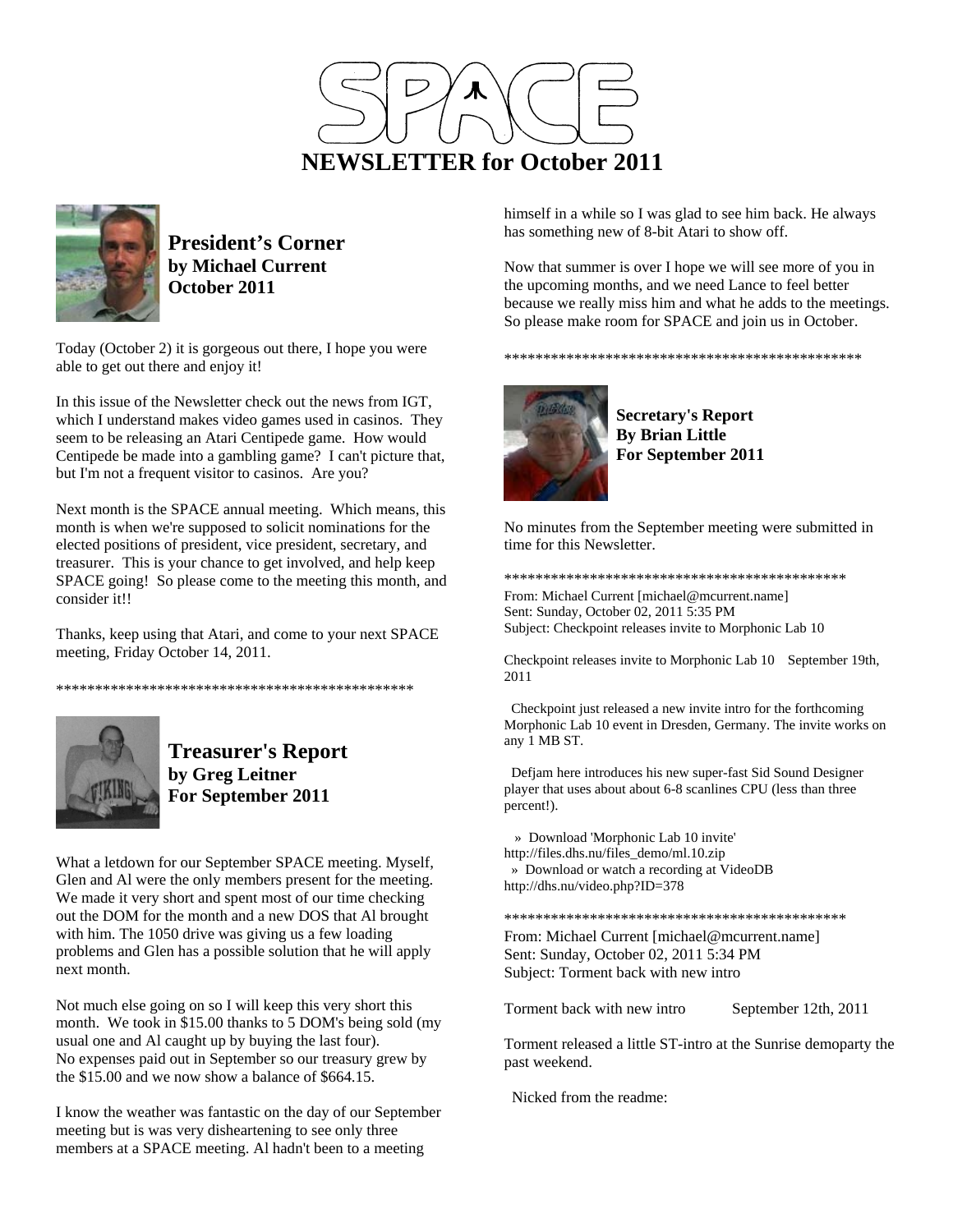# SPACE

# NEWSLETTER for October 2011

## President's Corner
**by Michael Current**
**October 2011**

Today (October 2) it is gorgeous out there, I hope you were able to get out there and enjoy it!

In this issue of the Newsletter check out the news from IGT, which I understand makes video games used in casinos. They seem to be releasing an Atari Centipede game. How would Centipede be made into a gambling game? I can't picture that, but I'm not a frequent visitor to casinos. Are you?

Next month is the SPACE annual meeting. Which means, this month is when we're supposed to solicit nominations for the elected positions of president, vice president, secretary, and treasurer. This is your chance to get involved, and help keep SPACE going! So please come to the meeting this month, and consider it!!

Thanks, keep using that Atari, and come to your next SPACE meeting, Friday October 14, 2011.

\*\*\*\*\*\*\*\*\*\*\*\*\*\*\*\*\*\*\*\*\*\*\*\*\*\*\*\*\*\*\*\*\*\*\*\*\*\*\*\*\*\*\*\*\*\*\*\*

## Treasurer's Report
**by Greg Leitner**
**For September 2011**

What a letdown for our September SPACE meeting. Myself, Glen and Al were the only members present for the meeting. We made it very short and spent most of our time checking out the DOM for the month and a new DOS that Al brought with him. The 1050 drive was giving us a few loading problems and Glen has a possible solution that he will apply next month.

Not much else going on so I will keep this very short this month. We took in $15.00 thanks to 5 DOM's being sold (my usual one and Al caught up by buying the last four).
No expenses paid out in September so our treasury grew by the $15.00 and we now show a balance of $664.15.

I know the weather was fantastic on the day of our September meeting but is was very disheartening to see only three members at a SPACE meeting. Al hadn't been to a meeting himself in a while so I was glad to see him back. He always has something new of 8-bit Atari to show off.

Now that summer is over I hope we will see more of you in the upcoming months, and we need Lance to feel better because we really miss him and what he adds to the meetings. So please make room for SPACE and join us in October.

\*\*\*\*\*\*\*\*\*\*\*\*\*\*\*\*\*\*\*\*\*\*\*\*\*\*\*\*\*\*\*\*\*\*\*\*\*\*\*\*\*\*\*\*\*\*\*\*

## Secretary's Report
**By Brian Little**
**For September 2011**

No minutes from the September meeting were submitted in time for this Newsletter.

\*\*\*\*\*\*\*\*\*\*\*\*\*\*\*\*\*\*\*\*\*\*\*\*\*\*\*\*\*\*\*\*\*\*\*\*\*\*\*\*\*\*\*\*\*

From: Michael Current [michael@mcurrent.name]
Sent: Sunday, October 02, 2011 5:35 PM
Subject: Checkpoint releases invite to Morphonic Lab 10

Checkpoint releases invite to Morphonic Lab 10    September 19th, 2011

Checkpoint just released a new invite intro for the forthcoming Morphonic Lab 10 event in Dresden, Germany. The invite works on any 1 MB ST.

Defjam here introduces his new super-fast Sid Sound Designer player that uses about about 6-8 scanlines CPU (less than three percent!).

» Download 'Morphonic Lab 10 invite'
http://files.dhs.nu/files_demo/ml.10.zip
» Download or watch a recording at VideoDB
http://dhs.nu/video.php?ID=378

\*\*\*\*\*\*\*\*\*\*\*\*\*\*\*\*\*\*\*\*\*\*\*\*\*\*\*\*\*\*\*\*\*\*\*\*\*\*\*\*\*\*\*\*\*

From: Michael Current [michael@mcurrent.name]
Sent: Sunday, October 02, 2011 5:34 PM
Subject: Torment back with new intro

Torment back with new intro    September 12th, 2011

Torment released a little ST-intro at the Sunrise demoparty the past weekend.

Nicked from the readme: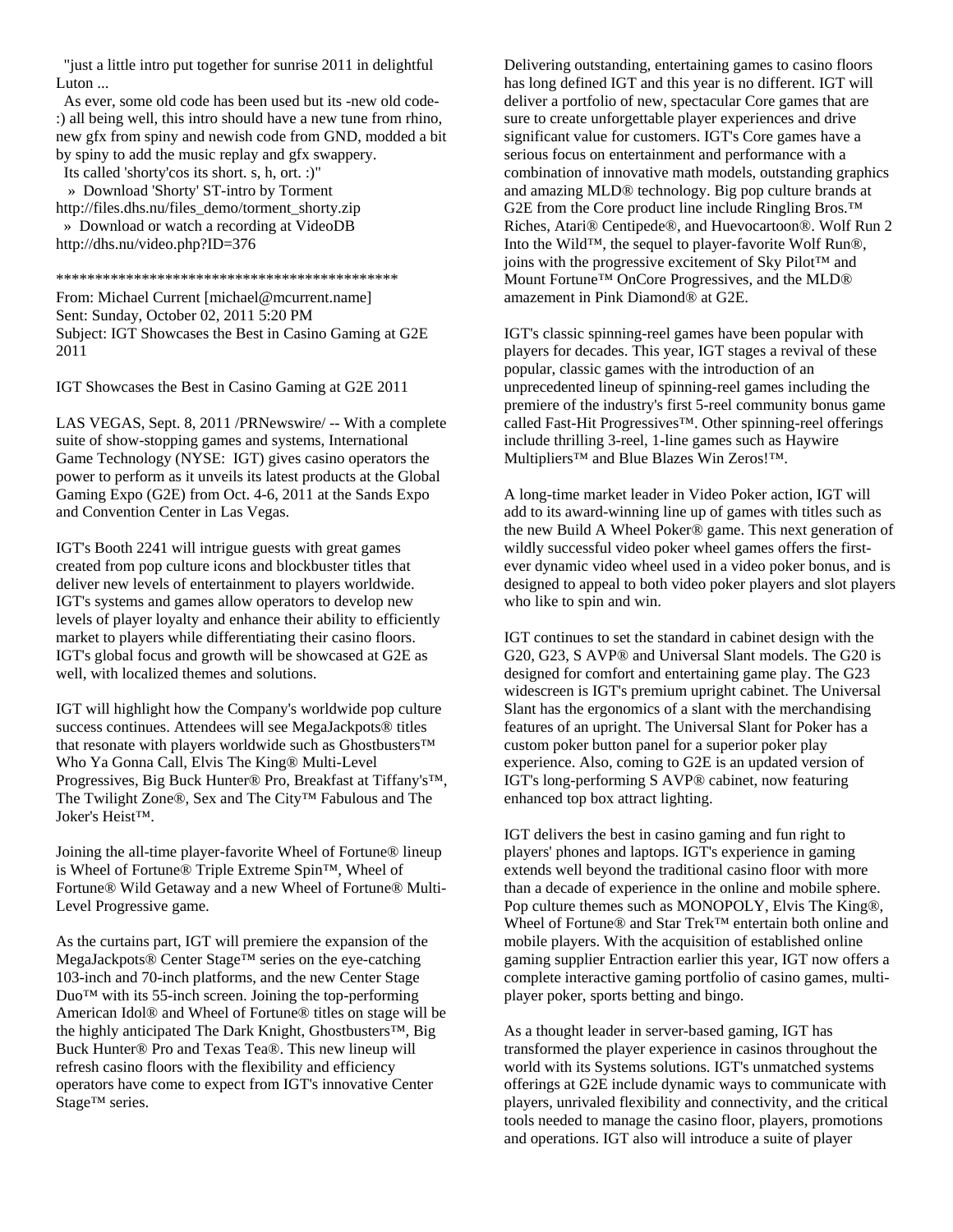"just a little intro put together for sunrise 2011 in delightful Luton ...

As ever, some old code has been used but its -new old code- :) all being well, this intro should have a new tune from rhino, new gfx from spiny and newish code from GND, modded a bit by spiny to add the music replay and gfx swappery.

Its called 'shorty'cos its short. s, h, ort. :)"

» Download 'Shorty' ST-intro by Torment
http://files.dhs.nu/files_demo/torment_shorty.zip

» Download or watch a recording at VideoDB
http://dhs.nu/video.php?ID=376

********************************************

From: Michael Current [michael@mcurrent.name]
Sent: Sunday, October 02, 2011 5:20 PM
Subject: IGT Showcases the Best in Casino Gaming at G2E 2011

IGT Showcases the Best in Casino Gaming at G2E 2011

LAS VEGAS, Sept. 8, 2011 /PRNewswire/ -- With a complete suite of show-stopping games and systems, International Game Technology (NYSE: IGT) gives casino operators the power to perform as it unveils its latest products at the Global Gaming Expo (G2E) from Oct. 4-6, 2011 at the Sands Expo and Convention Center in Las Vegas.

IGT's Booth 2241 will intrigue guests with great games created from pop culture icons and blockbuster titles that deliver new levels of entertainment to players worldwide. IGT's systems and games allow operators to develop new levels of player loyalty and enhance their ability to efficiently market to players while differentiating their casino floors. IGT's global focus and growth will be showcased at G2E as well, with localized themes and solutions.

IGT will highlight how the Company's worldwide pop culture success continues. Attendees will see MegaJackpots® titles that resonate with players worldwide such as Ghostbusters™ Who Ya Gonna Call, Elvis The King® Multi-Level Progressives, Big Buck Hunter® Pro, Breakfast at Tiffany's™, The Twilight Zone®, Sex and The City™ Fabulous and The Joker's Heist™.

Joining the all-time player-favorite Wheel of Fortune® lineup is Wheel of Fortune® Triple Extreme Spin™, Wheel of Fortune® Wild Getaway and a new Wheel of Fortune® Multi-Level Progressive game.

As the curtains part, IGT will premiere the expansion of the MegaJackpots® Center Stage™ series on the eye-catching 103-inch and 70-inch platforms, and the new Center Stage Duo™ with its 55-inch screen. Joining the top-performing American Idol® and Wheel of Fortune® titles on stage will be the highly anticipated The Dark Knight, Ghostbusters™, Big Buck Hunter® Pro and Texas Tea®. This new lineup will refresh casino floors with the flexibility and efficiency operators have come to expect from IGT's innovative Center Stage™ series.

Delivering outstanding, entertaining games to casino floors has long defined IGT and this year is no different. IGT will deliver a portfolio of new, spectacular Core games that are sure to create unforgettable player experiences and drive significant value for customers. IGT's Core games have a serious focus on entertainment and performance with a combination of innovative math models, outstanding graphics and amazing MLD® technology. Big pop culture brands at G2E from the Core product line include Ringling Bros.™ Riches, Atari® Centipede®, and Huevocartoon®. Wolf Run 2 Into the Wild™, the sequel to player-favorite Wolf Run®, joins with the progressive excitement of Sky Pilot™ and Mount Fortune™ OnCore Progressives, and the MLD® amazement in Pink Diamond® at G2E.

IGT's classic spinning-reel games have been popular with players for decades. This year, IGT stages a revival of these popular, classic games with the introduction of an unprecedented lineup of spinning-reel games including the premiere of the industry's first 5-reel community bonus game called Fast-Hit Progressives™. Other spinning-reel offerings include thrilling 3-reel, 1-line games such as Haywire Multipliers™ and Blue Blazes Win Zeros!™.

A long-time market leader in Video Poker action, IGT will add to its award-winning line up of games with titles such as the new Build A Wheel Poker® game. This next generation of wildly successful video poker wheel games offers the first-ever dynamic video wheel used in a video poker bonus, and is designed to appeal to both video poker players and slot players who like to spin and win.

IGT continues to set the standard in cabinet design with the G20, G23, S AVP® and Universal Slant models. The G20 is designed for comfort and entertaining game play. The G23 widescreen is IGT's premium upright cabinet. The Universal Slant has the ergonomics of a slant with the merchandising features of an upright. The Universal Slant for Poker has a custom poker button panel for a superior poker play experience. Also, coming to G2E is an updated version of IGT's long-performing S AVP® cabinet, now featuring enhanced top box attract lighting.

IGT delivers the best in casino gaming and fun right to players' phones and laptops. IGT's experience in gaming extends well beyond the traditional casino floor with more than a decade of experience in the online and mobile sphere. Pop culture themes such as MONOPOLY, Elvis The King®, Wheel of Fortune® and Star Trek™ entertain both online and mobile players. With the acquisition of established online gaming supplier Entraction earlier this year, IGT now offers a complete interactive gaming portfolio of casino games, multi-player poker, sports betting and bingo.

As a thought leader in server-based gaming, IGT has transformed the player experience in casinos throughout the world with its Systems solutions. IGT's unmatched systems offerings at G2E include dynamic ways to communicate with players, unrivaled flexibility and connectivity, and the critical tools needed to manage the casino floor, players, promotions and operations. IGT also will introduce a suite of player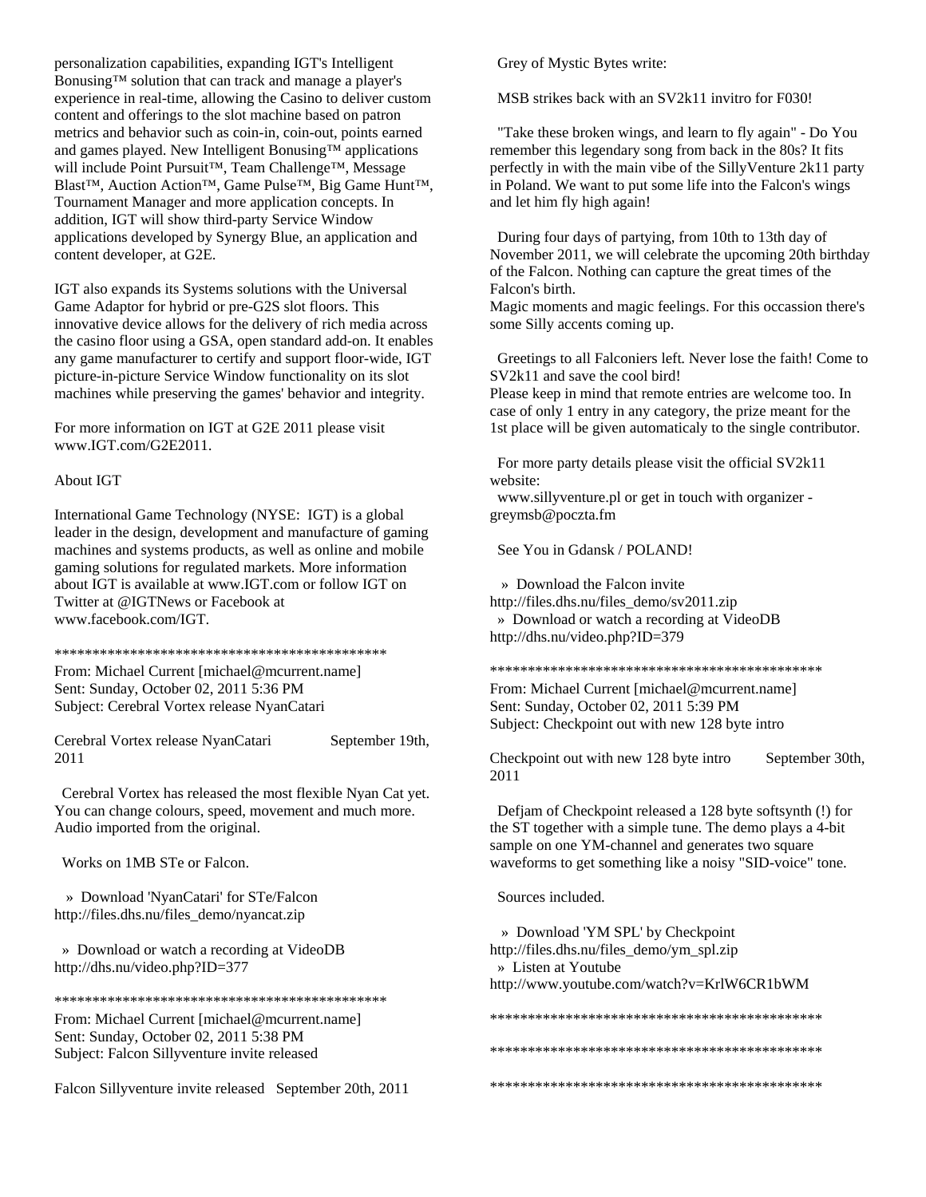personalization capabilities, expanding IGT's Intelligent Bonusing™ solution that can track and manage a player's experience in real-time, allowing the Casino to deliver custom content and offerings to the slot machine based on patron metrics and behavior such as coin-in, coin-out, points earned and games played. New Intelligent Bonusing™ applications will include Point Pursuit™, Team Challenge™, Message Blast™, Auction Action™, Game Pulse™, Big Game Hunt™, Tournament Manager and more application concepts. In addition, IGT will show third-party Service Window applications developed by Synergy Blue, an application and content developer, at G2E.

IGT also expands its Systems solutions with the Universal Game Adaptor for hybrid or pre-G2S slot floors. This innovative device allows for the delivery of rich media across the casino floor using a GSA, open standard add-on. It enables any game manufacturer to certify and support floor-wide, IGT picture-in-picture Service Window functionality on its slot machines while preserving the games' behavior and integrity.

For more information on IGT at G2E 2011 please visit www.IGT.com/G2E2011.

About IGT

International Game Technology (NYSE: IGT) is a global leader in the design, development and manufacture of gaming machines and systems products, as well as online and mobile gaming solutions for regulated markets. More information about IGT is available at www.IGT.com or follow IGT on Twitter at @IGTNews or Facebook at www.facebook.com/IGT.

*********************************************

From: Michael Current [michael@mcurrent.name]
Sent: Sunday, October 02, 2011 5:36 PM
Subject: Cerebral Vortex release NyanCatari

Cerebral Vortex release NyanCatari September 19th, 2011

Cerebral Vortex has released the most flexible Nyan Cat yet. You can change colours, speed, movement and much more. Audio imported from the original.

Works on 1MB STe or Falcon.

» Download 'NyanCatari' for STe/Falcon
http://files.dhs.nu/files_demo/nyancat.zip

» Download or watch a recording at VideoDB
http://dhs.nu/video.php?ID=377

*********************************************

From: Michael Current [michael@mcurrent.name]
Sent: Sunday, October 02, 2011 5:38 PM
Subject: Falcon Sillyventure invite released

Falcon Sillyventure invite released September 20th, 2011

Grey of Mystic Bytes write:

MSB strikes back with an SV2k11 invitro for F030!

"Take these broken wings, and learn to fly again" - Do You remember this legendary song from back in the 80s? It fits perfectly in with the main vibe of the SillyVenture 2k11 party in Poland. We want to put some life into the Falcon's wings and let him fly high again!

During four days of partying, from 10th to 13th day of November 2011, we will celebrate the upcoming 20th birthday of the Falcon. Nothing can capture the great times of the Falcon's birth.
Magic moments and magic feelings. For this occassion there's some Silly accents coming up.

Greetings to all Falconiers left. Never lose the faith! Come to SV2k11 and save the cool bird!
Please keep in mind that remote entries are welcome too. In case of only 1 entry in any category, the prize meant for the 1st place will be given automaticaly to the single contributor.

For more party details please visit the official SV2k11 website:
www.sillyventure.pl or get in touch with organizer - greymsb@poczta.fm

See You in Gdansk / POLAND!

» Download the Falcon invite
http://files.dhs.nu/files_demo/sv2011.zip
» Download or watch a recording at VideoDB
http://dhs.nu/video.php?ID=379

*********************************************

From: Michael Current [michael@mcurrent.name]
Sent: Sunday, October 02, 2011 5:39 PM
Subject: Checkpoint out with new 128 byte intro

Checkpoint out with new 128 byte intro September 30th, 2011

Defjam of Checkpoint released a 128 byte softsynth (!) for the ST together with a simple tune. The demo plays a 4-bit sample on one YM-channel and generates two square waveforms to get something like a noisy "SID-voice" tone.

Sources included.

» Download 'YM SPL' by Checkpoint
http://files.dhs.nu/files_demo/ym_spl.zip
» Listen at Youtube
http://www.youtube.com/watch?v=KrlW6CR1bWM

*********************************************

*********************************************

*********************************************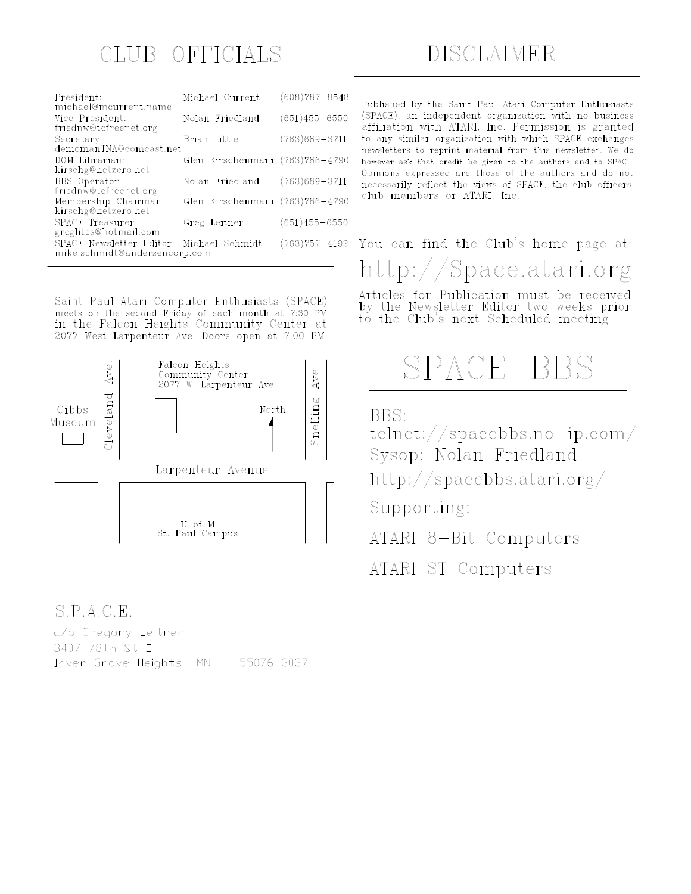## CLUB OFFICIALS

| | | |
|---|---|---|
| President: michael@mcurrent.name | Michael Current | (608)787-8548 |
| Vice President: friednw@tcfreenet.org | Nolan Friedland | (651)455-6550 |
| Secretary: demomanTNA@comcast.net | Brian Little | (763)689-3711 |
| DOM Librarian: kirschg@netzero.net | Glen Kirschenmann | (763)786-4790 |
| BBS Operator friednw@tcfreenet.org | Nolan Friedland | (763)689-3711 |
| Membership Chairman: kirschg@netzero.net | Glen Kirschenmann | (763)786-4790 |
| SPACE Treasurer greglites@hotmail.com | Greg Leitner | (651)455-6550 |
| SPACE Newsletter Editor: mike.schmidt@andersencorp.com | Michael Schmidt | (763)757-4192 |

Saint Paul Atari Computer Enthusiasts (SPACE) meets on the second Friday of each month at 7:30 PM in the Falcon Heights Community Center at 2077 West Larpenteur Ave. Doors open at 7:00 PM.

Falcon Heights Community Center
2077 W. Larpenteur Ave.
Gibbs Museum
Cleveland Ave.
Snelling Ave.
North
Larpenteur Avenue
U of M
St. Paul Campus

S.P.A.C.E.
c/o Gregory Leitner
3407 78th St E
Inver Grove Heights MN 55076-3037

## DISCLAIMER

Published by the Saint Paul Atari Computer Enthusiasts (SPACE), an independent organization with no business affiliation with ATARI, Inc. Permission is granted to any similar organization with which SPACE exchanges newsletters to reprint material from this newsletter. We do however ask that credit be given to the authors and to SPACE. Opinions expressed are those of the authors and do not necessarily reflect the views of SPACE, the club officers, club members or ATARI, Inc.

You can find the Club's home page at:

http://Space.atari.org

Articles for Publication must be received by the Newsletter Editor two weeks prior to the Club's next Scheduled meeting.

## SPACE BBS

BBS:
telnet://spacebbs.no-ip.com/
Sysop: Nolan Friedland
http://spacebbs.atari.org/

Supporting:

ATARI 8-Bit Computers

ATARI ST Computers